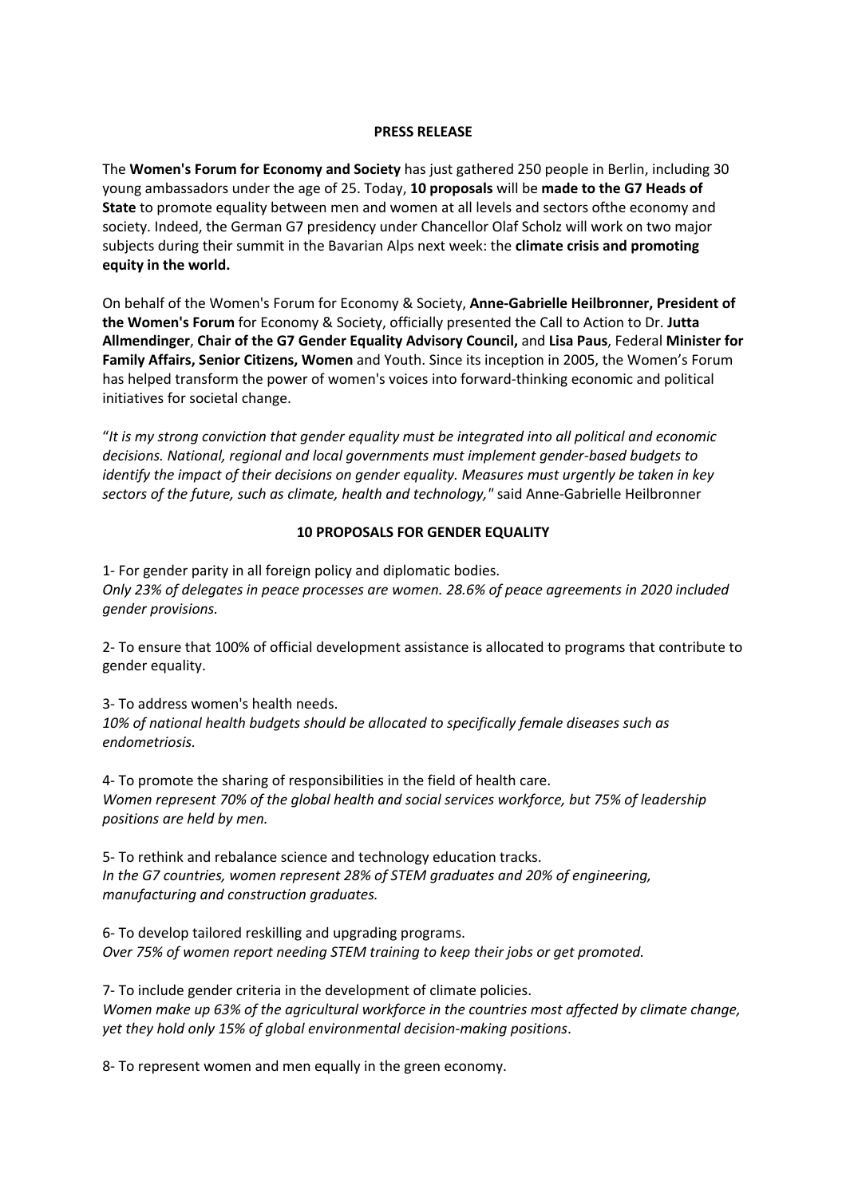**PRESS RELEASE**

The **Women's Forum for Economy and Society** has just gathered 250 people in Berlin, including 30 young ambassadors under the age of 25. Today, **10 proposals** will be **made to the G7 Heads of State** to promote equality between men and women at all levels and sectors ofthe economy and society. Indeed, the German G7 presidency under Chancellor Olaf Scholz will work on two major subjects during their summit in the Bavarian Alps next week: the **climate crisis and promoting equity in the world.**

On behalf of the Women's Forum for Economy & Society, **Anne-Gabrielle Heilbronner, President of the Women's Forum** for Economy & Society, officially presented the Call to Action to Dr. **Jutta Allmendinger**, **Chair of the G7 Gender Equality Advisory Council,** and **Lisa Paus**, Federal **Minister for Family Affairs, Senior Citizens, Women** and Youth. Since its inception in 2005, the Women's Forum has helped transform the power of women's voices into forward-thinking economic and political initiatives for societal change.

"*It is my strong conviction that gender equality must be integrated into all political and economic decisions. National, regional and local governments must implement gender-based budgets to identify the impact of their decisions on gender equality. Measures must urgently be taken in key sectors of the future, such as climate, health and technology,"* said Anne-Gabrielle Heilbronner

**10 PROPOSALS FOR GENDER EQUALITY**

1- For gender parity in all foreign policy and diplomatic bodies.
*Only 23% of delegates in peace processes are women. 28.6% of peace agreements in 2020 included gender provisions.*

2- To ensure that 100% of official development assistance is allocated to programs that contribute to gender equality.

3- To address women's health needs.
*10% of national health budgets should be allocated to specifically female diseases such as endometriosis.*

4- To promote the sharing of responsibilities in the field of health care.
*Women represent 70% of the global health and social services workforce, but 75% of leadership positions are held by men.*

5- To rethink and rebalance science and technology education tracks.
*In the G7 countries, women represent 28% of STEM graduates and 20% of engineering, manufacturing and construction graduates.*

6- To develop tailored reskilling and upgrading programs.
*Over 75% of women report needing STEM training to keep their jobs or get promoted.*

7- To include gender criteria in the development of climate policies.
*Women make up 63% of the agricultural workforce in the countries most affected by climate change, yet they hold only 15% of global environmental decision-making positions*.

8- To represent women and men equally in the green economy.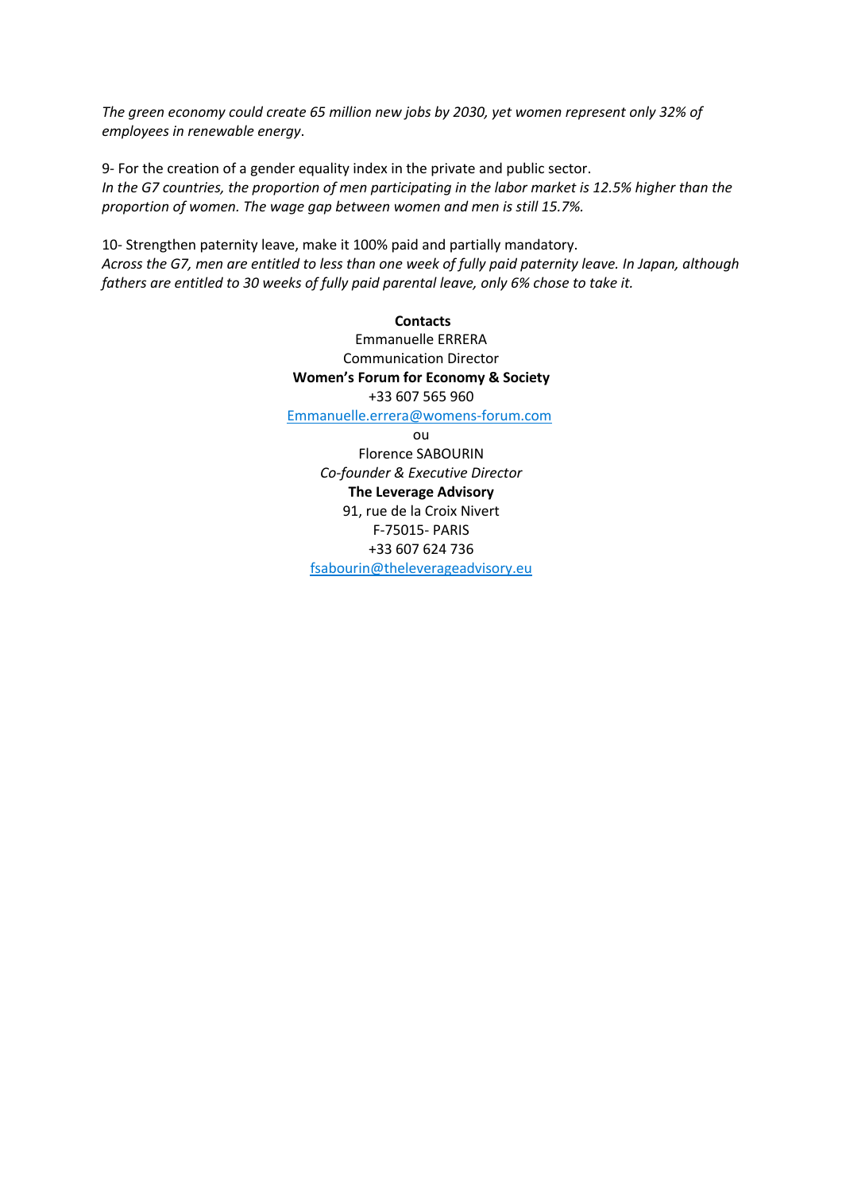*The green economy could create 65 million new jobs by 2030, yet women represent only 32% of employees in renewable energy*.

9- For the creation of a gender equality index in the private and public sector.
*In the G7 countries, the proportion of men participating in the labor market is 12.5% higher than the proportion of women. The wage gap between women and men is still 15.7%.*

10- Strengthen paternity leave, make it 100% paid and partially mandatory.
*Across the G7, men are entitled to less than one week of fully paid paternity leave. In Japan, although fathers are entitled to 30 weeks of fully paid parental leave, only 6% chose to take it.*

**Contacts**
Emmanuelle ERRERA
Communication Director
**Women's Forum for Economy & Society**
+33 607 565 960
Emmanuelle.errera@womens-forum.com
ou
Florence SABOURIN
*Co-founder & Executive Director*
**The Leverage Advisory**
91, rue de la Croix Nivert
F-75015- PARIS
+33 607 624 736
fsabourin@theleverageadvisory.eu